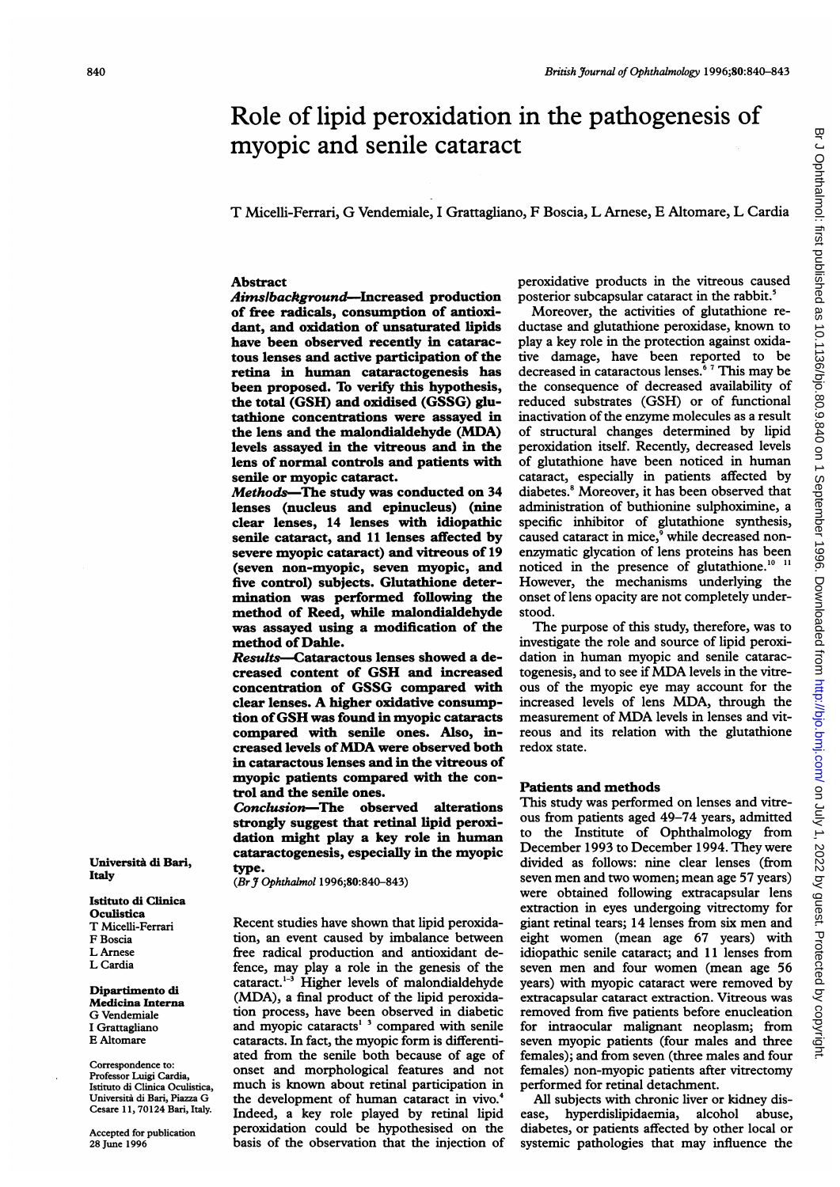# Role of lipid peroxidation in the pathogenesis of myopic and senile cataract

T Micelli-Ferrari, G Vendemiale, I Grattagliano, F Boscia, L Arnese, E Altomare, L Cardia

## Abstract

***Aims/background***—**Increased production of free radicals, consumption of antioxidant, and oxidation of unsaturated lipids have been observed recently in cataractous lenses and active participation of the retina in human cataractogenesis has been proposed. To verify this hypothesis, the total (GSH) and oxidised (GSSG) glutathione concentrations were assayed in the lens and the malondialdehyde (MDA) levels assayed in the vitreous and in the lens of normal controls and patients with senile or myopic cataract.**

***Methods***—**The study was conducted on 34 lenses (nucleus and epinucleus) (nine clear lenses, 14 lenses with idiopathic senile cataract, and 11 lenses affected by severe myopic cataract) and vitreous of 19 (seven non-myopic, seven myopic, and five control) subjects. Glutathione determination was performed following the method of Reed, while malondialdehyde was assayed using a modification of the method of Dahle.**

***Results***—**Cataractous lenses showed a decreased content of GSH and increased concentration of GSSG compared with clear lenses. A higher oxidative consumption of GSH was found in myopic cataracts compared with senile ones. Also, increased levels of MDA were observed both in cataractous lenses and in the vitreous of myopic patients compared with the control and the senile ones.**

***Conclusion***—**The observed alterations strongly suggest that retinal lipid peroxidation might play a key role in human cataractogenesis, especially in the myopic type.**

(*Br J Ophthalmol* 1996;80:840–843)

Università di Bari, Italy

Istituto di Clinica Oculistica
T Micelli-Ferrari
F Boscia
L Arnese
L Cardia

Dipartimento di Medicina Interna
G Vendemiale
I Grattagliano
E Altomare

Correspondence to: Professor Luigi Cardia, Istituto di Clinica Oculistica, Università di Bari, Piazza G Cesare 11, 70124 Bari, Italy.

Accepted for publication 28 June 1996

Recent studies have shown that lipid peroxidation, an event caused by imbalance between free radical production and antioxidant defence, may play a role in the genesis of the cataract.[1–3] Higher levels of malondialdehyde (MDA), a final product of the lipid peroxidation process, have been observed in diabetic and myopic cataracts[1,3] compared with senile cataracts. In fact, the myopic form is differentiated from the senile both because of age of onset and morphological features and not much is known about retinal participation in the development of human cataract in vivo.[4] Indeed, a key role played by retinal lipid peroxidation could be hypothesised on the basis of the observation that the injection of peroxidative products in the vitreous caused posterior subcapsular cataract in the rabbit.[5]

Moreover, the activities of glutathione reductase and glutathione peroxidase, known to play a key role in the protection against oxidative damage, have been reported to be decreased in cataractous lenses.[6,7] This may be the consequence of decreased availability of reduced substrates (GSH) or of functional inactivation of the enzyme molecules as a result of structural changes determined by lipid peroxidation itself. Recently, decreased levels of glutathione have been noticed in human cataract, especially in patients affected by diabetes.[8] Moreover, it has been observed that administration of buthionine sulphoximine, a specific inhibitor of glutathione synthesis, caused cataract in mice,[9] while decreased nonenzymatic glycation of lens proteins has been noticed in the presence of glutathione.[10,11] However, the mechanisms underlying the onset of lens opacity are not completely understood.

The purpose of this study, therefore, was to investigate the role and source of lipid peroxidation in human myopic and senile cataractogenesis, and to see if MDA levels in the vitreous of the myopic eye may account for the increased levels of lens MDA, through the measurement of MDA levels in lenses and vitreous and its relation with the glutathione redox state.

## Patients and methods

This study was performed on lenses and vitreous from patients aged 49–74 years, admitted to the Institute of Ophthalmology from December 1993 to December 1994. They were divided as follows: nine clear lenses (from seven men and two women; mean age 57 years) were obtained following extracapsular lens extraction in eyes undergoing vitrectomy for giant retinal tears; 14 lenses from six men and eight women (mean age 67 years) with idiopathic senile cataract; and 11 lenses from seven men and four women (mean age 56 years) with myopic cataract were removed by extracapsular cataract extraction. Vitreous was removed from five patients before enucleation for intraocular malignant neoplasm; from seven myopic patients (four males and three females); and from seven (three males and four females) non-myopic patients after vitrectomy performed for retinal detachment.

All subjects with chronic liver or kidney disease, hyperdislipidaemia, alcohol abuse, diabetes, or patients affected by other local or systemic pathologies that may influence the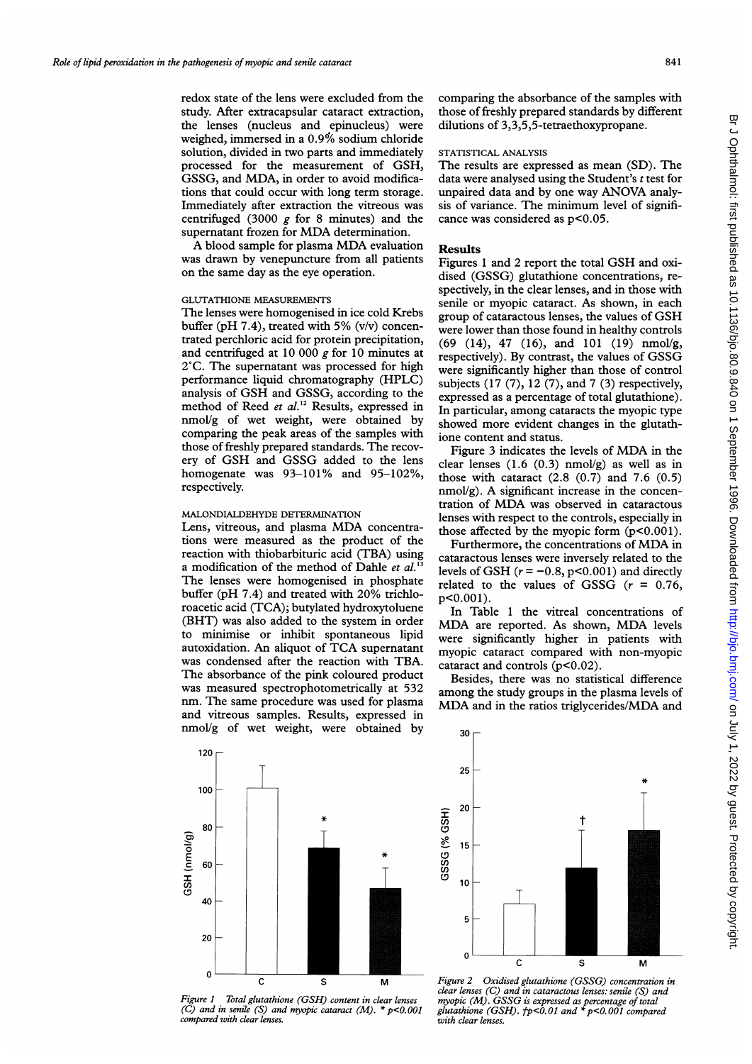redox state of the lens were excluded from the study. After extracapsular cataract extraction, the lenses (nucleus and epinucleus) were weighed, immersed in a 0.9% sodium chloride solution, divided in two parts and immediately processed for the measurement of GSH, GSSG, and MDA, in order to avoid modifications that could occur with long term storage. Immediately after extraction the vitreous was centrifuged (3000 *g* for 8 minutes) and the supernatant frozen for MDA determination.

A blood sample for plasma MDA evaluation was drawn by venepuncture from all patients on the same day as the eye operation.

### GLUTATHIONE MEASUREMENTS

The lenses were homogenised in ice cold Krebs buffer (pH 7.4), treated with 5% (v/v) concentrated perchloric acid for protein precipitation, and centrifuged at 10 000 *g* for 10 minutes at 2°C. The supernatant was processed for high performance liquid chromatography (HPLC) analysis of GSH and GSSG, according to the method of Reed *et al.*[12] Results, expressed in nmol/g of wet weight, were obtained by comparing the peak areas of the samples with those of freshly prepared standards. The recovery of GSH and GSSG added to the lens homogenate was 93–101% and 95–102%, respectively.

### MALONDIALDEHYDE DETERMINATION

Lens, vitreous, and plasma MDA concentrations were measured as the product of the reaction with thiobarbituric acid (TBA) using a modification of the method of Dahle *et al.*[13] The lenses were homogenised in phosphate buffer (pH 7.4) and treated with 20% trichloroacetic acid (TCA); butylated hydroxytoluene (BHT) was also added to the system in order to minimise or inhibit spontaneous lipid autoxidation. An aliquot of TCA supernatant was condensed after the reaction with TBA. The absorbance of the pink coloured product was measured spectrophotometrically at 532 nm. The same procedure was used for plasma and vitreous samples. Results, expressed in nmol/g of wet weight, were obtained by comparing the absorbance of the samples with those of freshly prepared standards by different dilutions of 3,3,5,5-tetraethoxypropane.

### STATISTICAL ANALYSIS

The results are expressed as mean (SD). The data were analysed using the Student's *t* test for unpaired data and by one way ANOVA analysis of variance. The minimum level of significance was considered as $p<0.05$.

## Results

Figures 1 and 2 report the total GSH and oxidised (GSSG) glutathione concentrations, respectively, in the clear lenses, and in those with senile or myopic cataract. As shown, in each group of cataractous lenses, the values of GSH were lower than those found in healthy controls (69 (14), 47 (16), and 101 (19) nmol/g, respectively). By contrast, the values of GSSG were significantly higher than those of control subjects (17 (7), 12 (7), and 7 (3) respectively, expressed as a percentage of total glutathione). In particular, among cataracts the myopic type showed more evident changes in the glutathione content and status.

Figure 3 indicates the levels of MDA in the clear lenses (1.6 (0.3) nmol/g) as well as in those with cataract (2.8 (0.7) and 7.6 (0.5) nmol/g). A significant increase in the concentration of MDA was observed in cataractous lenses with respect to the controls, especially in those affected by the myopic form ($p<0.001$).

Furthermore, the concentrations of MDA in cataractous lenses were inversely related to the levels of GSH ($r = -0.8$, $p<0.001$) and directly related to the values of GSSG ($r = 0.76$, $p<0.001$).

In Table 1 the vitreal concentrations of MDA are reported. As shown, MDA levels were significantly higher in patients with myopic cataract compared with non-myopic cataract and controls ($p<0.02$).

Besides, there was no statistical difference among the study groups in the plasma levels of MDA and in the ratios triglycerides/MDA and

*Figure 1 Total glutathione (GSH) content in clear lenses (C) and in senile (S) and myopic cataract (M). * $p<0.001$ compared with clear lenses.*

*Figure 2 Oxidised glutathione (GSSG) concentration in clear lenses (C) and in cataractous lenses: senile (S) and myopic (M). GSSG is expressed as percentage of total glutathione (GSH). † $p<0.01$ and * $p<0.001$ compared with clear lenses.*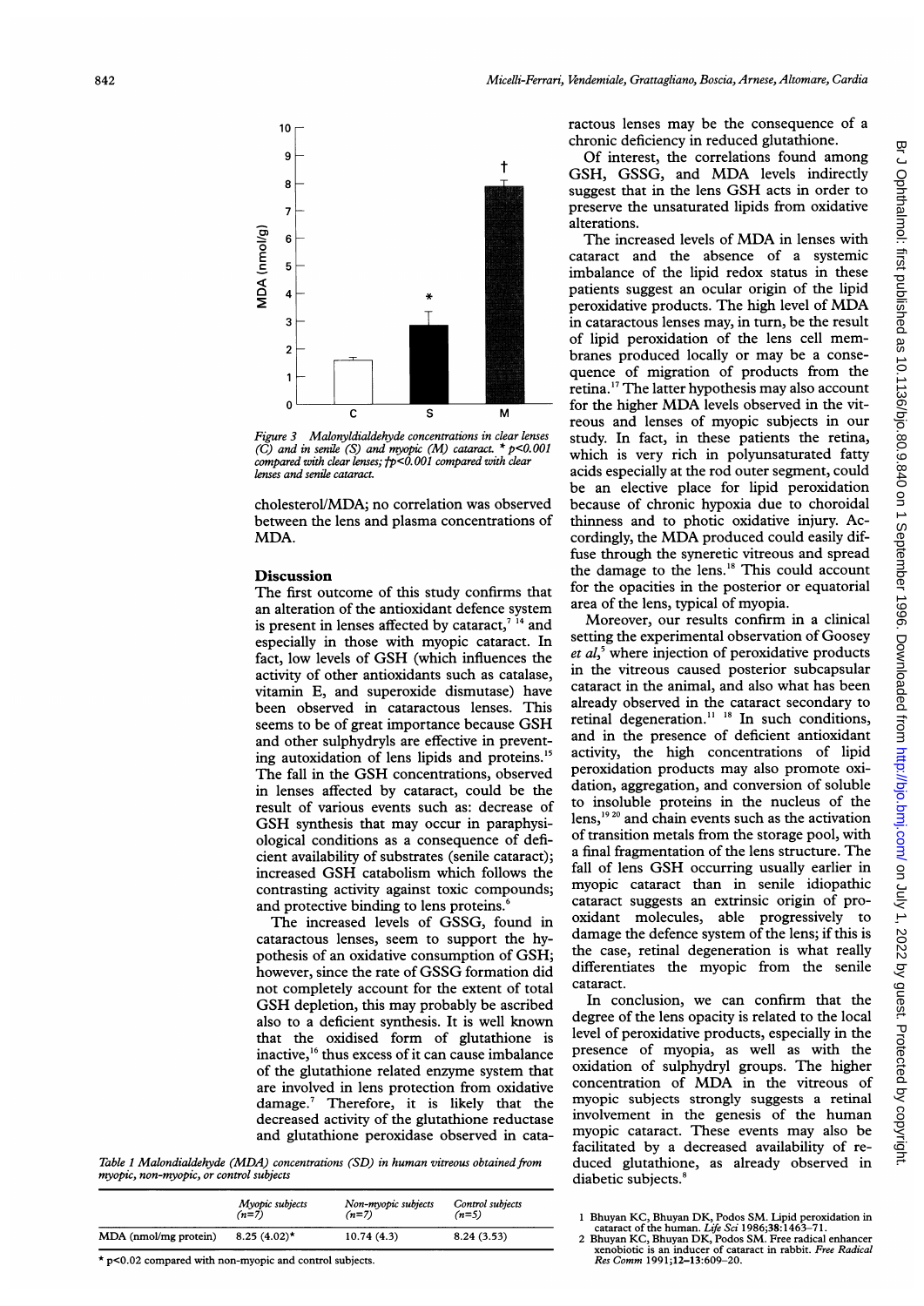Figure 3 Malonyldialdehyde concentrations in clear lenses (C) and in senile (S) and myopic (M) cataract. * p<0.001 compared with clear lenses; †p<0.001 compared with clear lenses and senile cataract.

cholesterol/MDA; no correlation was observed between the lens and plasma concentrations of MDA.

## Discussion

The first outcome of this study confirms that an alteration of the antioxidant defence system is present in lenses affected by cataract,[7] [14] and especially in those with myopic cataract. In fact, low levels of GSH (which influences the activity of other antioxidants such as catalase, vitamin E, and superoxide dismutase) have been observed in cataractous lenses. This seems to be of great importance because GSH and other sulphydryls are effective in preventing autoxidation of lens lipids and proteins.[15] The fall in the GSH concentrations, observed in lenses affected by cataract, could be the result of various events such as: decrease of GSH synthesis that may occur in paraphysiological conditions as a consequence of deficient availability of substrates (senile cataract); increased GSH catabolism which follows the contrasting activity against toxic compounds; and protective binding to lens proteins.[6]

The increased levels of GSSG, found in cataractous lenses, seem to support the hypothesis of an oxidative consumption of GSH; however, since the rate of GSSG formation did not completely account for the extent of total GSH depletion, this may probably be ascribed also to a deficient synthesis. It is well known that the oxidised form of glutathione is inactive,[16] thus excess of it can cause imbalance of the glutathione related enzyme system that are involved in lens protection from oxidative damage.[7] Therefore, it is likely that the decreased activity of the glutathione reductase and glutathione peroxidase observed in cataractous lenses may be the consequence of a chronic deficiency in reduced glutathione.

Of interest, the correlations found among GSH, GSSG, and MDA levels indirectly suggest that in the lens GSH acts in order to preserve the unsaturated lipids from oxidative alterations.

The increased levels of MDA in lenses with cataract and the absence of a systemic imbalance of the lipid redox status in these patients suggest an ocular origin of the lipid peroxidative products. The high level of MDA in cataractous lenses may, in turn, be the result of lipid peroxidation of the lens cell membranes produced locally or may be a consequence of migration of products from the retina.[17] The latter hypothesis may also account for the higher MDA levels observed in the vitreous and lenses of myopic subjects in our study. In fact, in these patients the retina, which is very rich in polyunsaturated fatty acids especially at the rod outer segment, could be an elective place for lipid peroxidation because of chronic hypoxia due to choroidal thinness and to photic oxidative injury. Accordingly, the MDA produced could easily diffuse through the syneretic vitreous and spread the damage to the lens.[18] This could account for the opacities in the posterior or equatorial area of the lens, typical of myopia.

Moreover, our results confirm in a clinical setting the experimental observation of Goosey *et al*,[5] where injection of peroxidative products in the vitreous caused posterior subcapsular cataract in the animal, and also what has been already observed in the cataract secondary to retinal degeneration.[11] [18] In such conditions, and in the presence of deficient antioxidant activity, the high concentrations of lipid peroxidation products may also promote oxidation, aggregation, and conversion of soluble to insoluble proteins in the nucleus of the lens,[19] [20] and chain events such as the activation of transition metals from the storage pool, with a final fragmentation of the lens structure. The fall of lens GSH occurring usually earlier in myopic cataract than in senile idiopathic cataract suggests an extrinsic origin of prooxidant molecules, able progressively to damage the defence system of the lens; if this is the case, retinal degeneration is what really differentiates the myopic from the senile cataract.

In conclusion, we can confirm that the degree of the lens opacity is related to the local level of peroxidative products, especially in the presence of myopia, as well as with the oxidation of sulphydryl groups. The higher concentration of MDA in the vitreous of myopic subjects strongly suggests a retinal involvement in the genesis of the human myopic cataract. These events may also be facilitated by a decreased availability of reduced glutathione, as already observed in diabetic subjects.[8]

Table 1 Malondialdehyde (MDA) concentrations (SD) in human vitreous obtained from myopic, non-myopic, or control subjects

| | Myopic subjects (n=7) | Non-myopic subjects (n=7) | Control subjects (n=5) |
|---|---|---|---|
| MDA (nmol/mg protein) | 8.25 (4.02)* | 10.74 (4.3) | 8.24 (3.53) |

* p<0.02 compared with non-myopic and control subjects.

1 Bhuyan KC, Bhuyan DK, Podos SM. Lipid peroxidation in cataract of the human. *Life Sci* 1986;38:1463–71.

2 Bhuyan KC, Bhuyan DK, Podos SM. Free radical enhancer xenobiotic is an inducer of cataract in rabbit. *Free Radical Res Comm* 1991;12–13:609–20.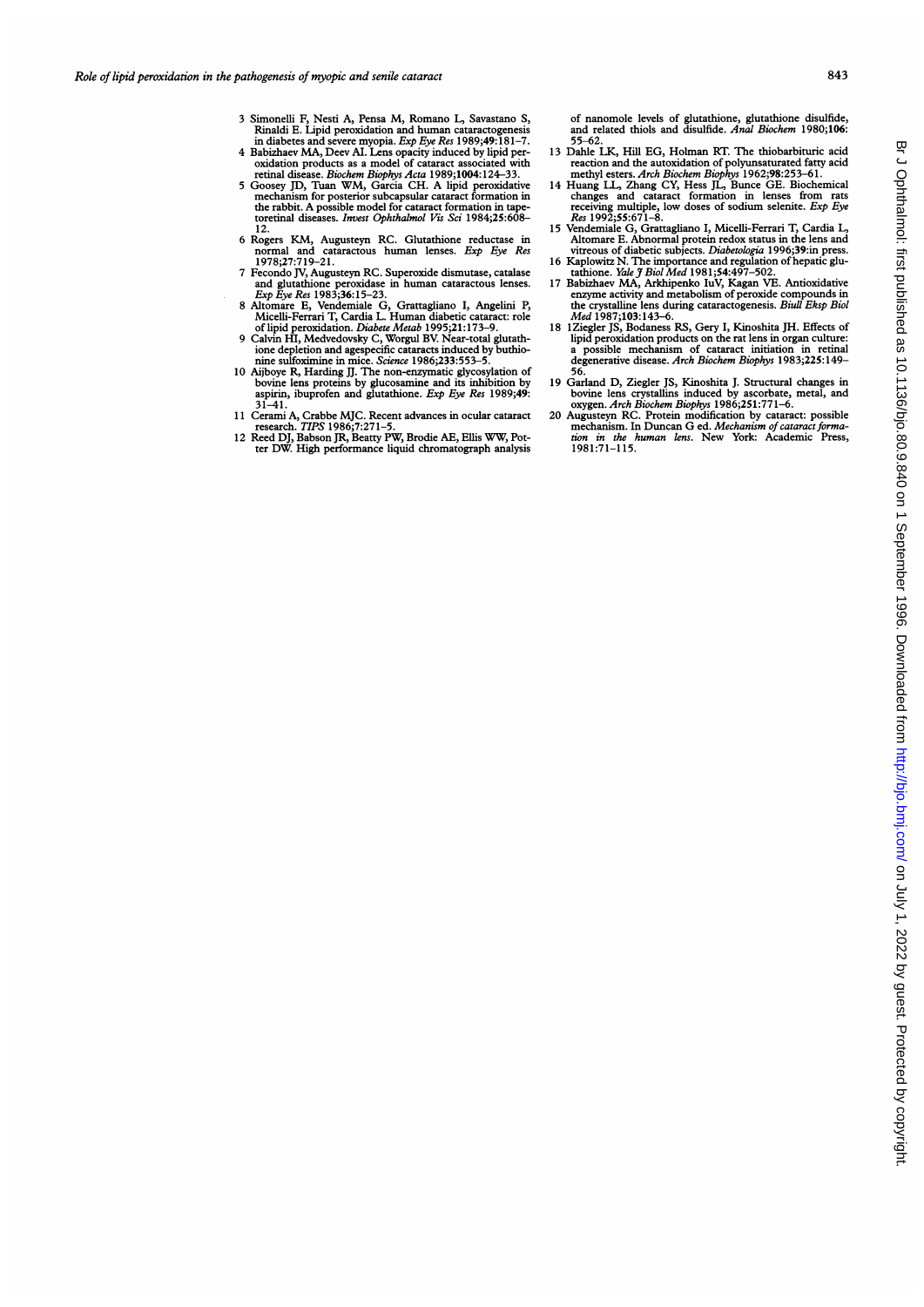3 Simonelli F, Nesti A, Pensa M, Romano L, Savastano S, Rinaldi E. Lipid peroxidation and human cataractogenesis in diabetes and severe myopia. *Exp Eye Res* 1989;**49**:181–7.

4 Babizhaev MA, Deev AI. Lens opacity induced by lipid peroxidation products as a model of cataract associated with retinal disease. *Biochem Biophys Acta* 1989;**1004**:124–33.

5 Goosey JD, Tuan WM, Garcia CH. A lipid peroxidative mechanism for posterior subcapsular cataract formation in the rabbit. A possible model for cataract formation in tapetoretinal diseases. *Invest Ophthalmol Vis Sci* 1984;**25**:608–12.

6 Rogers KM, Augusteyn RC. Glutathione reductase in normal and cataractous human lenses. *Exp Eye Res* 1978;**27**:719–21.

7 Fecondo JV, Augusteyn RC. Superoxide dismutase, catalase and glutathione peroxidase in human cataractous lenses. *Exp Eye Res* 1983;**36**:15–23.

8 Altomare E, Vendemiale G, Grattagliano I, Angelini P, Micelli-Ferrari T, Cardia L. Human diabetic cataract: role of lipid peroxidation. *Diabete Metab* 1995;**21**:173–9.

9 Calvin HI, Medvedovsky C, Worgul BV. Near-total glutathione depletion and agespecific cataracts induced by buthionine sulfoximine in mice. *Science* 1986;**233**:553–5.

10 Aijboye R, Harding JJ. The non-enzymatic glycosylation of bovine lens proteins by glucosamine and its inhibition by aspirin, ibuprofen and glutathione. *Exp Eye Res* 1989;**49**:31–41.

11 Cerami A, Crabbe MJC. Recent advances in ocular cataract research. *TIPS* 1986;**7**:271–5.

12 Reed DJ, Babson JR, Beatty PW, Brodie AE, Ellis WW, Potter DW. High performance liquid chromatograph analysis of nanomole levels of glutathione, glutathione disulfide, and related thiols and disulfide. *Anal Biochem* 1980;**106**:55–62.

13 Dahle LK, Hill EG, Holman RT. The thiobarbituric acid reaction and the autoxidation of polyunsaturated fatty acid methyl esters. *Arch Biochem Biophys* 1962;**98**:253–61.

14 Huang LL, Zhang CY, Hess JL, Bunce GE. Biochemical changes and cataract formation in lenses from rats receiving multiple, low doses of sodium selenite. *Exp Eye Res* 1992;**55**:671–8.

15 Vendemiale G, Grattagliano I, Micelli-Ferrari T, Cardia L, Altomare E. Abnormal protein redox status in the lens and vitreous of diabetic subjects. *Diabetologia* 1996;**39**:in press.

16 Kaplowitz N. The importance and regulation of hepatic glutathione. *Yale J Biol Med* 1981;**54**:497–502.

17 Babizhaev MA, Arkhipenko IuV, Kagan VE. Antioxidative enzyme activity and metabolism of peroxide compounds in the crystalline lens during cataractogenesis. *Biull Eksp Biol Med* 1987;**103**:143–6.

18 1Ziegler JS, Bodaness RS, Gery I, Kinoshita JH. Effects of lipid peroxidation products on the rat lens in organ culture: a possible mechanism of cataract initiation in retinal degenerative disease. *Arch Biochem Biophys* 1983;**225**:149–56.

19 Garland D, Ziegler JS, Kinoshita J. Structural changes in bovine lens crystallins induced by ascorbate, metal, and oxygen. *Arch Biochem Biophys* 1986;**251**:771–6.

20 Augusteyn RC. Protein modification by cataract: possible mechanism. In Duncan G ed. *Mechanism of cataract formation in the human lens*. New York: Academic Press, 1981:71–115.